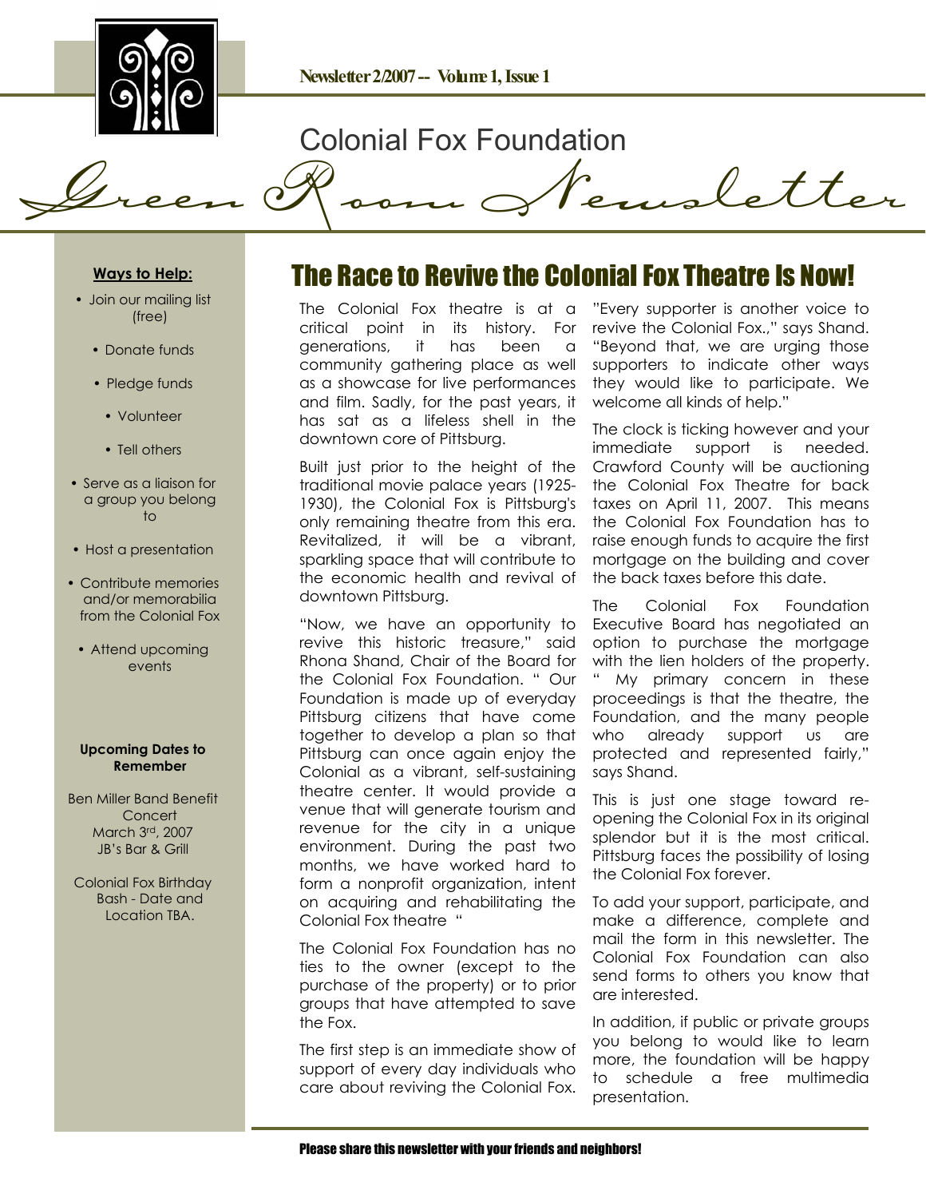Newsletter 2/2007 -- Volume 1, Issue 1

Colonial Fox Foundation

# Green Room Newsletter

## The Race to Revive the Colonial Fox Theatre Is Now!

The Colonial Fox theatre is at a critical point in its history. For generations, it has been a community gathering place as well as a showcase for live performances and film. Sadly, for the past years, it has sat as a lifeless shell in the downtown core of Pittsburg.

Built just prior to the height of the traditional movie palace years (1925-1930), the Colonial Fox is Pittsburg's only remaining theatre from this era. Revitalized, it will be a vibrant, sparkling space that will contribute to the economic health and revival of downtown Pittsburg.

"Now, we have an opportunity to revive this historic treasure," said Rhona Shand, Chair of the Board for the Colonial Fox Foundation. " Our Foundation is made up of everyday Pittsburg citizens that have come together to develop a plan so that Pittsburg can once again enjoy the Colonial as a vibrant, self-sustaining theatre center. It would provide a venue that will generate tourism and revenue for the city in a unique environment. During the past two months, we have worked hard to form a nonprofit organization, intent on acquiring and rehabilitating the Colonial Fox theatre "

The Colonial Fox Foundation has no ties to the owner (except to the purchase of the property) or to prior groups that have attempted to save the Fox.

The first step is an immediate show of support of every day individuals who care about reviving the Colonial Fox. "Every supporter is another voice to revive the Colonial Fox.," says Shand. "Beyond that, we are urging those supporters to indicate other ways they would like to participate. We welcome all kinds of help."

The clock is ticking however and your immediate support is needed. Crawford County will be auctioning the Colonial Fox Theatre for back taxes on April 11, 2007. This means the Colonial Fox Foundation has to raise enough funds to acquire the first mortgage on the building and cover the back taxes before this date.

The Colonial Fox Foundation Executive Board has negotiated an option to purchase the mortgage with the lien holders of the property. " My primary concern in these proceedings is that the theatre, the Foundation, and the many people who already support us are protected and represented fairly," says Shand.

This is just one stage toward re-opening the Colonial Fox in its original splendor but it is the most critical. Pittsburg faces the possibility of losing the Colonial Fox forever.

To add your support, participate, and make a difference, complete and mail the form in this newsletter. The Colonial Fox Foundation can also send forms to others you know that are interested.

In addition, if public or private groups you belong to would like to learn more, the foundation will be happy to schedule a free multimedia presentation.

**Ways to Help:**

- Join our mailing list (free)
- Donate funds
- Pledge funds
- Volunteer
- Tell others
- Serve as a liaison for a group you belong to
- Host a presentation
- Contribute memories and/or memorabilia from the Colonial Fox
- Attend upcoming events

**Upcoming Dates to Remember**

Ben Miller Band Benefit Concert
March 3rd, 2007
JB's Bar & Grill

Colonial Fox Birthday Bash - Date and Location TBA.

**Please share this newsletter with your friends and neighbors!**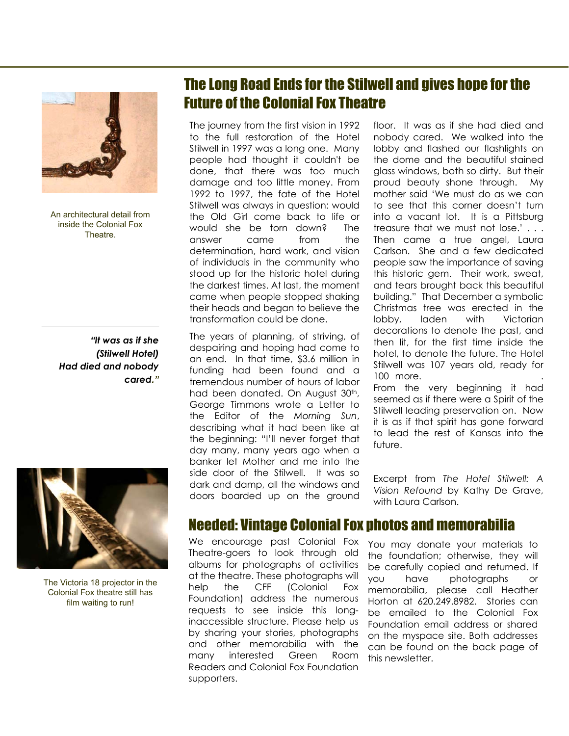An architectural detail from inside the Colonial Fox Theatre.

> ***"It was as if she (Stilwell Hotel) Had died and nobody cared."***

The Victoria 18 projector in the Colonial Fox theatre still has film waiting to run!

## The Long Road Ends for the Stilwell and gives hope for the Future of the Colonial Fox Theatre

The journey from the first vision in 1992 to the full restoration of the Hotel Stilwell in 1997 was a long one. Many people had thought it couldn't be done, that there was too much damage and too little money. From 1992 to 1997, the fate of the Hotel Stilwell was always in question: would the Old Girl come back to life or would she be torn down? The answer came from the determination, hard work, and vision of individuals in the community who stood up for the historic hotel during the darkest times. At last, the moment came when people stopped shaking their heads and began to believe the transformation could be done.

The years of planning, of striving, of despairing and hoping had come to an end. In that time, $3.6 million in funding had been found and a tremendous number of hours of labor had been donated. On August 30th, George Timmons wrote a Letter to the Editor of the *Morning Sun*, describing what it had been like at the beginning: "I'll never forget that day many, many years ago when a banker let Mother and me into the side door of the Stilwell. It was so dark and damp, all the windows and doors boarded up on the ground floor. It was as if she had died and nobody cared. We walked into the lobby and flashed our flashlights on the dome and the beautiful stained glass windows, both so dirty. But their proud beauty shone through. My mother said 'We must do as we can to see that this corner doesn't turn into a vacant lot. It is a Pittsburg treasure that we must not lose.' . . . Then came a true angel, Laura Carlson. She and a few dedicated people saw the importance of saving this historic gem. Their work, sweat, and tears brought back this beautiful building." That December a symbolic Christmas tree was erected in the lobby, laden with Victorian decorations to denote the past, and then lit, for the first time inside the hotel, to denote the future. The Hotel Stilwell was 107 years old, ready for 100 more.

From the very beginning it had seemed as if there were a Spirit of the Stilwell leading preservation on. Now it is as if that spirit has gone forward to lead the rest of Kansas into the future.

Excerpt from *The Hotel Stilwell: A Vision Refound* by Kathy De Grave, with Laura Carlson.

## Needed: Vintage Colonial Fox photos and memorabilia

We encourage past Colonial Fox Theatre-goers to look through old albums for photographs of activities at the theatre. These photographs will help the CFF (Colonial Fox Foundation) address the numerous requests to see inside this long-inaccessible structure. Please help us by sharing your stories, photographs and other memorabilia with the many interested Green Room Readers and Colonial Fox Foundation supporters.

You may donate your materials to the foundation; otherwise, they will be carefully copied and returned. If you have photographs or memorabilia, please call Heather Horton at 620.249.8982. Stories can be emailed to the Colonial Fox Foundation email address or shared on the myspace site. Both addresses can be found on the back page of this newsletter.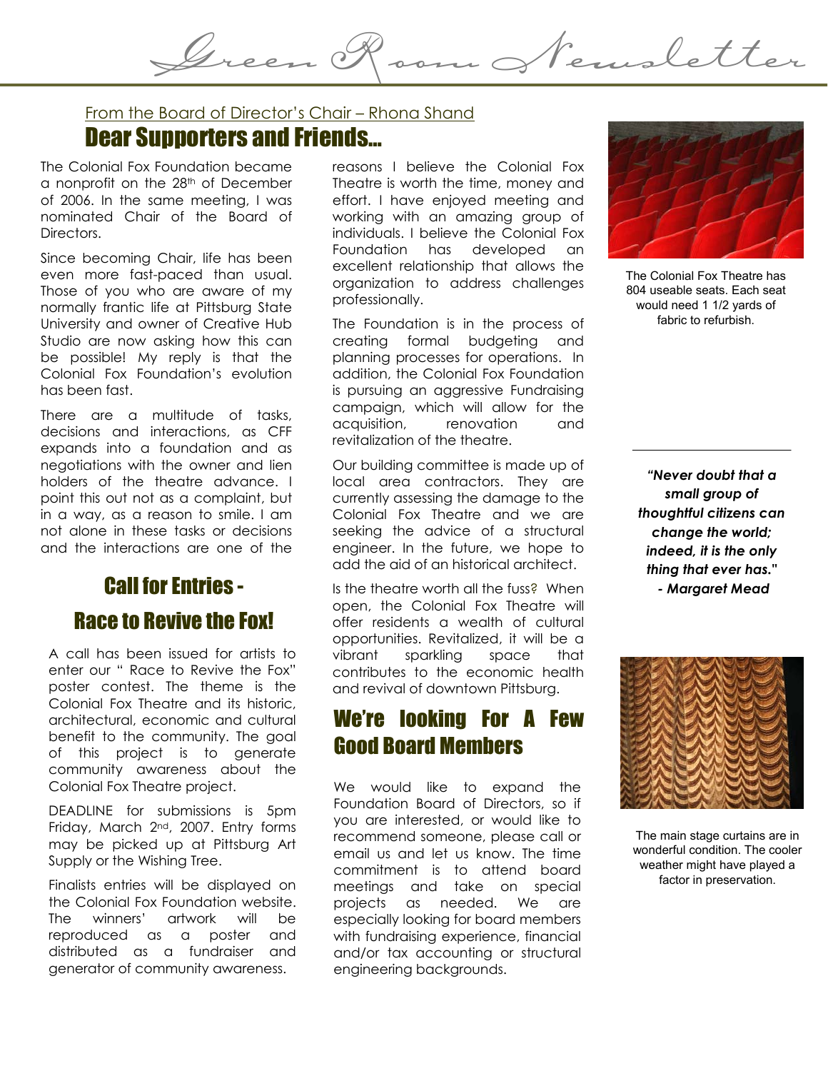# Green Room Newsletter

From the Board of Director's Chair – Rhona Shand

## Dear Supporters and Friends...

The Colonial Fox Foundation became a nonprofit on the 28th of December of 2006. In the same meeting, I was nominated Chair of the Board of Directors.

Since becoming Chair, life has been even more fast-paced than usual. Those of you who are aware of my normally frantic life at Pittsburg State University and owner of Creative Hub Studio are now asking how this can be possible! My reply is that the Colonial Fox Foundation's evolution has been fast.

There are a multitude of tasks, decisions and interactions, as CFF expands into a foundation and as negotiations with the owner and lien holders of the theatre advance. I point this out not as a complaint, but in a way, as a reason to smile. I am not alone in these tasks or decisions and the interactions are one of the reasons I believe the Colonial Fox Theatre is worth the time, money and effort. I have enjoyed meeting and working with an amazing group of individuals. I believe the Colonial Fox Foundation has developed an excellent relationship that allows the organization to address challenges professionally.

The Foundation is in the process of creating formal budgeting and planning processes for operations. In addition, the Colonial Fox Foundation is pursuing an aggressive Fundraising campaign, which will allow for the acquisition, renovation and revitalization of the theatre.

Our building committee is made up of local area contractors. They are currently assessing the damage to the Colonial Fox Theatre and we are seeking the advice of a structural engineer. In the future, we hope to add the aid of an historical architect.

Is the theatre worth all the fuss? When open, the Colonial Fox Theatre will offer residents a wealth of cultural opportunities. Revitalized, it will be a vibrant sparkling space that contributes to the economic health and revival of downtown Pittsburg.

The Colonial Fox Theatre has 804 useable seats. Each seat would need 1 1/2 yards of fabric to refurbish.

## Call for Entries - Race to Revive the Fox!

A call has been issued for artists to enter our " Race to Revive the Fox" poster contest. The theme is the Colonial Fox Theatre and its historic, architectural, economic and cultural benefit to the community. The goal of this project is to generate community awareness about the Colonial Fox Theatre project.

DEADLINE for submissions is 5pm Friday, March 2nd, 2007. Entry forms may be picked up at Pittsburg Art Supply or the Wishing Tree.

Finalists entries will be displayed on the Colonial Fox Foundation website. The winners' artwork will be reproduced as a poster and distributed as a fundraiser and generator of community awareness.

## We're looking For A Few Good Board Members

We would like to expand the Foundation Board of Directors, so if you are interested, or would like to recommend someone, please call or email us and let us know. The time commitment is to attend board meetings and take on special projects as needed. We are especially looking for board members with fundraising experience, financial and/or tax accounting or structural engineering backgrounds.

***"Never doubt that a small group of thoughtful citizens can change the world; indeed, it is the only thing that ever has." - Margaret Mead***

The main stage curtains are in wonderful condition. The cooler weather might have played a factor in preservation.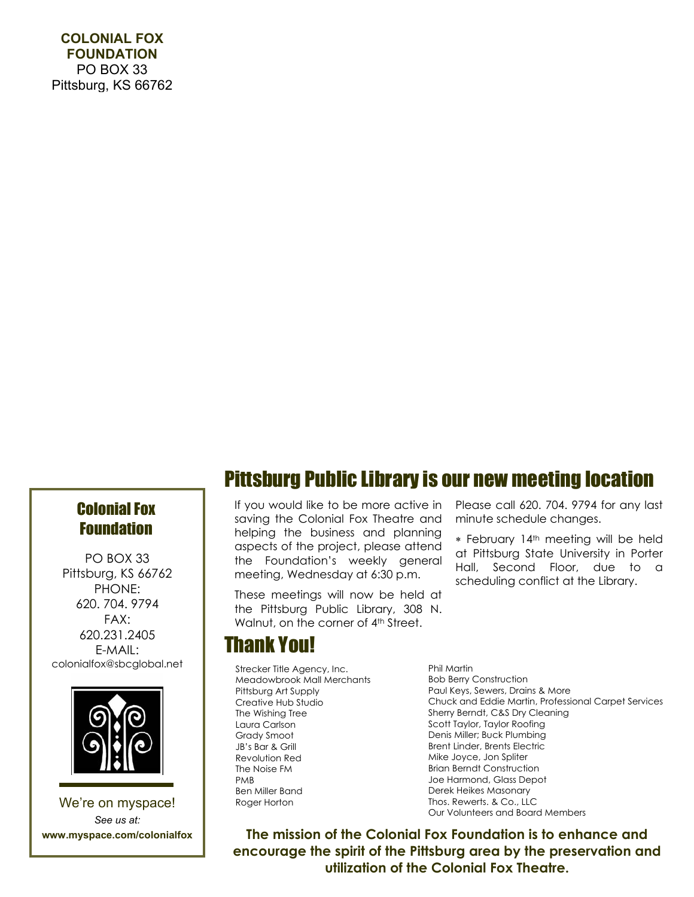**COLONIAL FOX FOUNDATION**
PO BOX 33
Pittsburg, KS 66762

## Colonial Fox Foundation

PO BOX 33
Pittsburg, KS 66762
PHONE:
620. 704. 9794
FAX:
620.231.2405
E-MAIL:
colonialfox@sbcglobal.net

We're on myspace!
*See us at:*
**www.myspace.com/colonialfox**

## Pittsburg Public Library is our new meeting location

If you would like to be more active in saving the Colonial Fox Theatre and helping the business and planning aspects of the project, please attend the Foundation's weekly general meeting, Wednesday at 6:30 p.m.

These meetings will now be held at the Pittsburg Public Library, 308 N. Walnut, on the corner of 4th Street.

Please call 620. 704. 9794 for any last minute schedule changes.

* February 14th meeting will be held at Pittsburg State University in Porter Hall, Second Floor, due to a scheduling conflict at the Library.

## Thank You!

Strecker Title Agency, Inc.
Meadowbrook Mall Merchants
Pittsburg Art Supply
Creative Hub Studio
The Wishing Tree
Laura Carlson
Grady Smoot
JB's Bar & Grill
Revolution Red
The Noise FM
PMB
Ben Miller Band
Roger Horton
Phil Martin
Bob Berry Construction
Paul Keys, Sewers, Drains & More
Chuck and Eddie Martin, Professional Carpet Services
Sherry Berndt, C&S Dry Cleaning
Scott Taylor, Taylor Roofing
Denis Miller; Buck Plumbing
Brent Linder, Brents Electric
Mike Joyce, Jon Spliter
Brian Berndt Construction
Joe Harmond, Glass Depot
Derek Heikes Masonary
Thos. Rewerts. & Co., LLC
Our Volunteers and Board Members

**The mission of the Colonial Fox Foundation is to enhance and encourage the spirit of the Pittsburg area by the preservation and utilization of the Colonial Fox Theatre.**